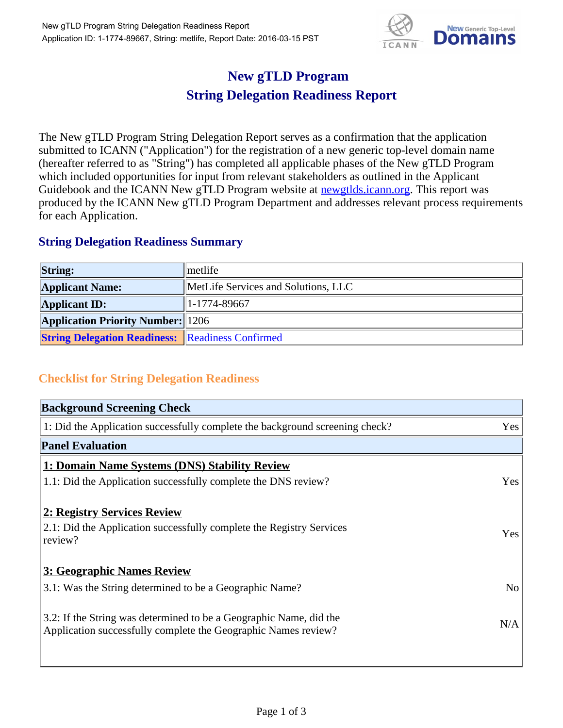# New gTLD Program
# String Delegation Readiness Report

The New gTLD Program String Delegation Report serves as a confirmation that the application submitted to ICANN ("Application") for the registration of a new generic top-level domain name (hereafter referred to as "String") has completed all applicable phases of the New gTLD Program which included opportunities for input from relevant stakeholders as outlined in the Applicant Guidebook and the ICANN New gTLD Program website at newgtlds.icann.org. This report was produced by the ICANN New gTLD Program Department and addresses relevant process requirements for each Application.

## String Delegation Readiness Summary

| | |
|---|---|
| **String:** | metlife |
| **Applicant Name:** | MetLife Services and Solutions, LLC |
| **Applicant ID:** | 1-1774-89667 |
| **Application Priority Number:** | 1206 |
| **String Delegation Readiness:** | Readiness Confirmed |

## Checklist for String Delegation Readiness

| **Background Screening Check** | |
|---|---|
| 1: Did the Application successfully complete the background screening check? | Yes |
| **Panel Evaluation** | |
| **1: Domain Name Systems (DNS) Stability Review** | |
| 1.1: Did the Application successfully complete the DNS review? | Yes |
| **2: Registry Services Review** | |
| 2.1: Did the Application successfully complete the Registry Services review? | Yes |
| **3: Geographic Names Review** | |
| 3.1: Was the String determined to be a Geographic Name? | No |
| 3.2: If the String was determined to be a Geographic Name, did the Application successfully complete the Geographic Names review? | N/A |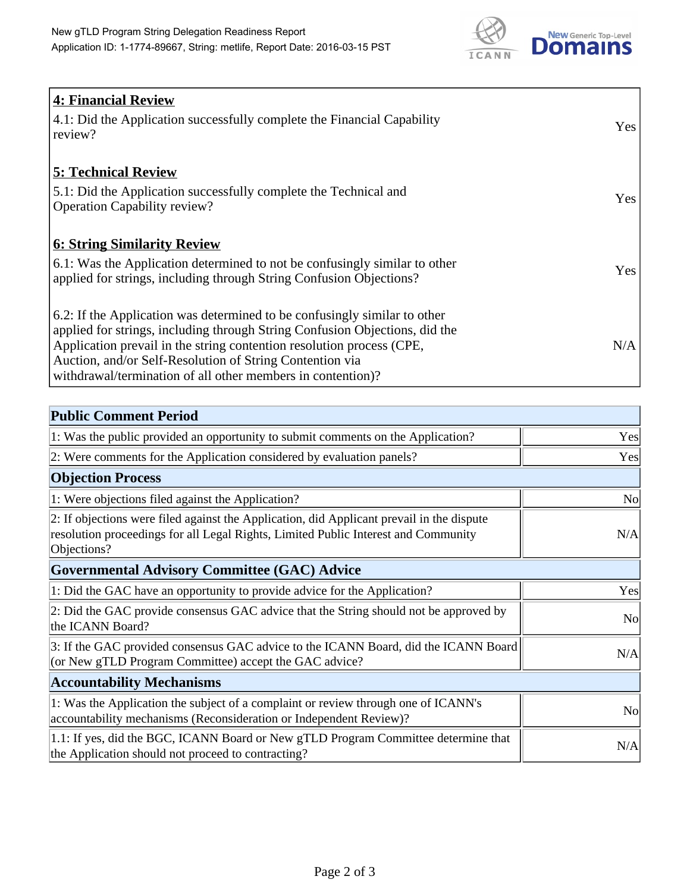| 4: Financial Review | |
| --- | --- |
| 4.1: Did the Application successfully complete the Financial Capability review? | Yes |
| **5: Technical Review** | |
| 5.1: Did the Application successfully complete the Technical and Operation Capability review? | Yes |
| **6: String Similarity Review** | |
| 6.1: Was the Application determined to not be confusingly similar to other applied for strings, including through String Confusion Objections? | Yes |
| 6.2: If the Application was determined to be confusingly similar to other applied for strings, including through String Confusion Objections, did the Application prevail in the string contention resolution process (CPE, Auction, and/or Self-Resolution of String Contention via withdrawal/termination of all other members in contention)? | N/A |

| Public Comment Period | |
| --- | --- |
| 1: Was the public provided an opportunity to submit comments on the Application? | Yes |
| 2: Were comments for the Application considered by evaluation panels? | Yes |
| **Objection Process** | |
| 1: Were objections filed against the Application? | No |
| 2: If objections were filed against the Application, did Applicant prevail in the dispute resolution proceedings for all Legal Rights, Limited Public Interest and Community Objections? | N/A |
| **Governmental Advisory Committee (GAC) Advice** | |
| 1: Did the GAC have an opportunity to provide advice for the Application? | Yes |
| 2: Did the GAC provide consensus GAC advice that the String should not be approved by the ICANN Board? | No |
| 3: If the GAC provided consensus GAC advice to the ICANN Board, did the ICANN Board (or New gTLD Program Committee) accept the GAC advice? | N/A |
| **Accountability Mechanisms** | |
| 1: Was the Application the subject of a complaint or review through one of ICANN's accountability mechanisms (Reconsideration or Independent Review)? | No |
| 1.1: If yes, did the BGC, ICANN Board or New gTLD Program Committee determine that the Application should not proceed to contracting? | N/A |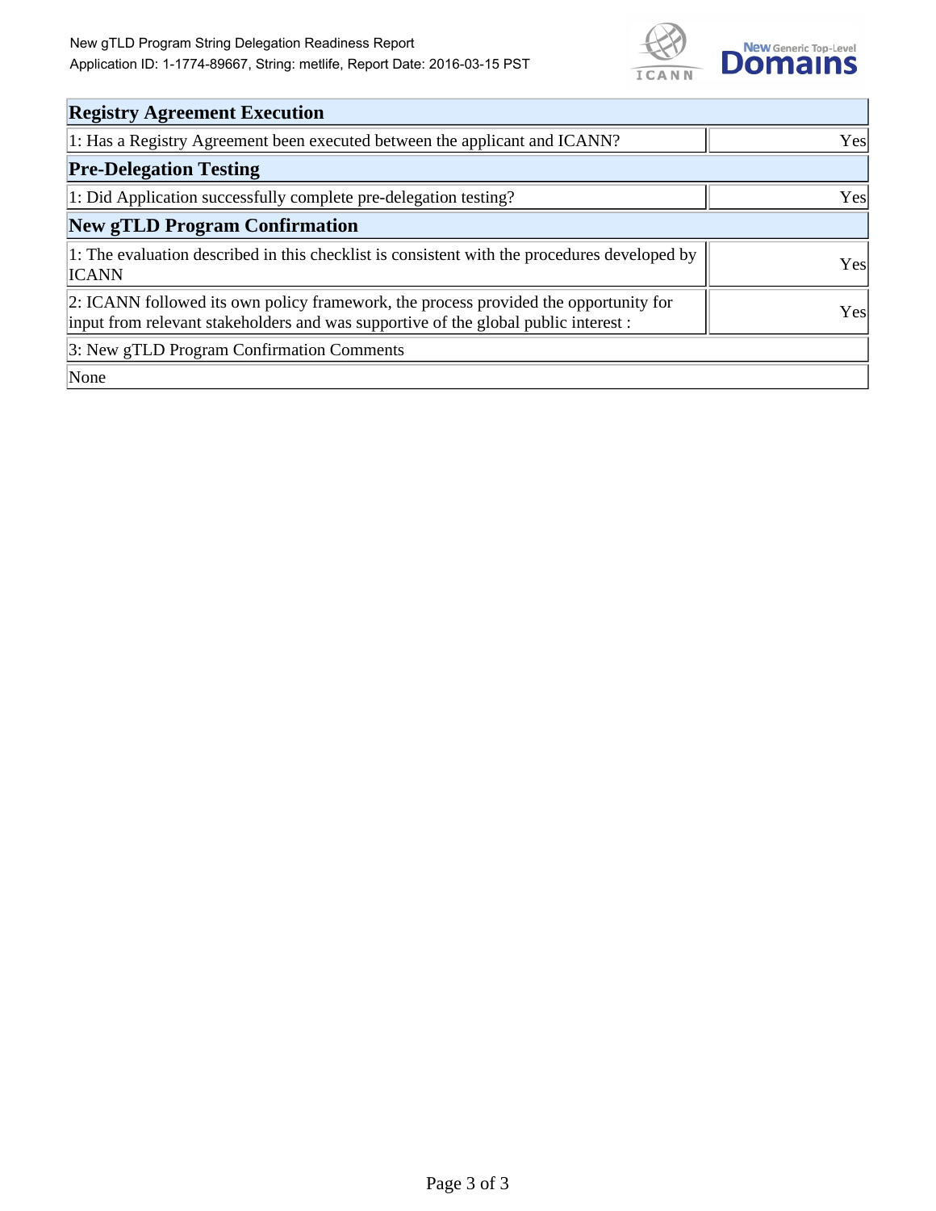## Registry Agreement Execution

| | |
|---|---|
| 1: Has a Registry Agreement been executed between the applicant and ICANN? | Yes |

## Pre-Delegation Testing

| | |
|---|---|
| 1: Did Application successfully complete pre-delegation testing? | Yes |

## New gTLD Program Confirmation

| | |
|---|---|
| 1: The evaluation described in this checklist is consistent with the procedures developed by ICANN | Yes |
| 2: ICANN followed its own policy framework, the process provided the opportunity for input from relevant stakeholders and was supportive of the global public interest : | Yes |

3: New gTLD Program Confirmation Comments

None